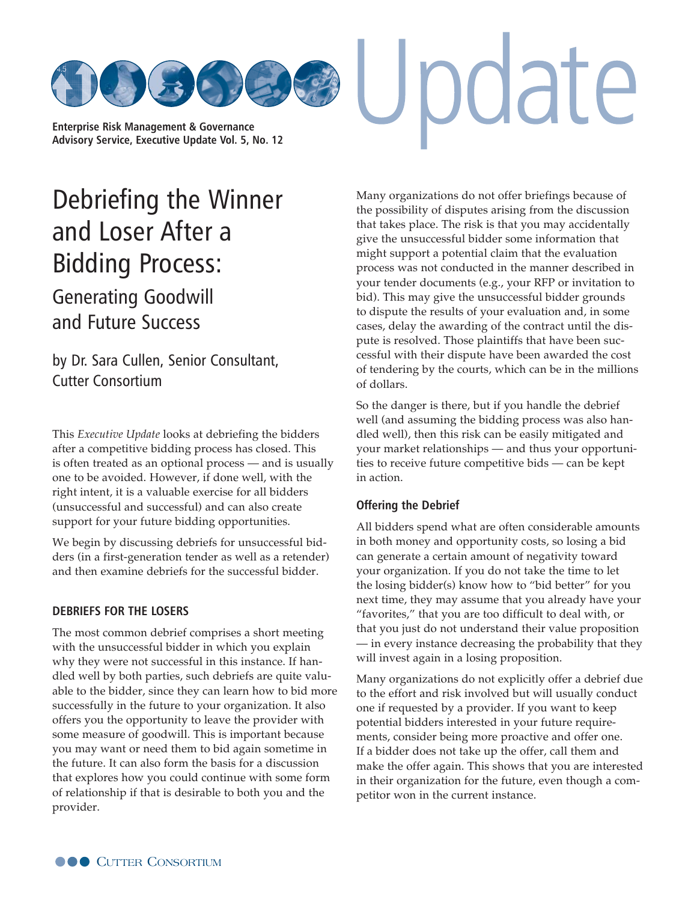Enterprise Risk Management & Governance Advisory Service, Executive Update Vol. 5, No. 12

# Debriefing the Winner and Loser After a Bidding Process:

## Generating Goodwill and Future Success

by Dr. Sara Cullen, Senior Consultant, Cutter Consortium

This *Executive Update* looks at debriefing the bidders after a competitive bidding process has closed. This is often treated as an optional process — and is usually one to be avoided. However, if done well, with the right intent, it is a valuable exercise for all bidders (unsuccessful and successful) and can also create support for your future bidding opportunities.

We begin by discussing debriefs for unsuccessful bidders (in a first-generation tender as well as a retender) and then examine debriefs for the successful bidder.

### DEBRIEFS FOR THE LOSERS

The most common debrief comprises a short meeting with the unsuccessful bidder in which you explain why they were not successful in this instance. If handled well by both parties, such debriefs are quite valuable to the bidder, since they can learn how to bid more successfully in the future to your organization. It also offers you the opportunity to leave the provider with some measure of goodwill. This is important because you may want or need them to bid again sometime in the future. It can also form the basis for a discussion that explores how you could continue with some form of relationship if that is desirable to both you and the provider.

Many organizations do not offer briefings because of the possibility of disputes arising from the discussion that takes place. The risk is that you may accidentally give the unsuccessful bidder some information that might support a potential claim that the evaluation process was not conducted in the manner described in your tender documents (e.g., your RFP or invitation to bid). This may give the unsuccessful bidder grounds to dispute the results of your evaluation and, in some cases, delay the awarding of the contract until the dispute is resolved. Those plaintiffs that have been successful with their dispute have been awarded the cost of tendering by the courts, which can be in the millions of dollars.

So the danger is there, but if you handle the debrief well (and assuming the bidding process was also handled well), then this risk can be easily mitigated and your market relationships — and thus your opportunities to receive future competitive bids — can be kept in action.

#### Offering the Debrief

All bidders spend what are often considerable amounts in both money and opportunity costs, so losing a bid can generate a certain amount of negativity toward your organization. If you do not take the time to let the losing bidder(s) know how to "bid better" for you next time, they may assume that you already have your "favorites," that you are too difficult to deal with, or that you just do not understand their value proposition — in every instance decreasing the probability that they will invest again in a losing proposition.

Many organizations do not explicitly offer a debrief due to the effort and risk involved but will usually conduct one if requested by a provider. If you want to keep potential bidders interested in your future requirements, consider being more proactive and offer one. If a bidder does not take up the offer, call them and make the offer again. This shows that you are interested in their organization for the future, even though a competitor won in the current instance.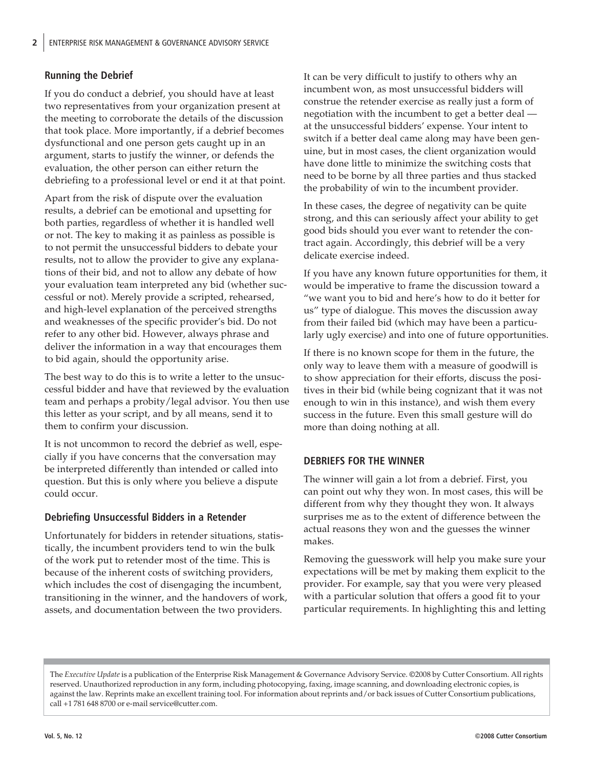### Running the Debrief

If you do conduct a debrief, you should have at least two representatives from your organization present at the meeting to corroborate the details of the discussion that took place. More importantly, if a debrief becomes dysfunctional and one person gets caught up in an argument, starts to justify the winner, or defends the evaluation, the other person can either return the debriefing to a professional level or end it at that point.

Apart from the risk of dispute over the evaluation results, a debrief can be emotional and upsetting for both parties, regardless of whether it is handled well or not. The key to making it as painless as possible is to not permit the unsuccessful bidders to debate your results, not to allow the provider to give any explanations of their bid, and not to allow any debate of how your evaluation team interpreted any bid (whether successful or not). Merely provide a scripted, rehearsed, and high-level explanation of the perceived strengths and weaknesses of the specific provider's bid. Do not refer to any other bid. However, always phrase and deliver the information in a way that encourages them to bid again, should the opportunity arise.

The best way to do this is to write a letter to the unsuccessful bidder and have that reviewed by the evaluation team and perhaps a probity/legal advisor. You then use this letter as your script, and by all means, send it to them to confirm your discussion.

It is not uncommon to record the debrief as well, especially if you have concerns that the conversation may be interpreted differently than intended or called into question. But this is only where you believe a dispute could occur.

### Debriefing Unsuccessful Bidders in a Retender

Unfortunately for bidders in retender situations, statistically, the incumbent providers tend to win the bulk of the work put to retender most of the time. This is because of the inherent costs of switching providers, which includes the cost of disengaging the incumbent, transitioning in the winner, and the handovers of work, assets, and documentation between the two providers.

It can be very difficult to justify to others why an incumbent won, as most unsuccessful bidders will construe the retender exercise as really just a form of negotiation with the incumbent to get a better deal — at the unsuccessful bidders' expense. Your intent to switch if a better deal came along may have been genuine, but in most cases, the client organization would have done little to minimize the switching costs that need to be borne by all three parties and thus stacked the probability of win to the incumbent provider.

In these cases, the degree of negativity can be quite strong, and this can seriously affect your ability to get good bids should you ever want to retender the contract again. Accordingly, this debrief will be a very delicate exercise indeed.

If you have any known future opportunities for them, it would be imperative to frame the discussion toward a "we want you to bid and here's how to do it better for us" type of dialogue. This moves the discussion away from their failed bid (which may have been a particularly ugly exercise) and into one of future opportunities.

If there is no known scope for them in the future, the only way to leave them with a measure of goodwill is to show appreciation for their efforts, discuss the positives in their bid (while being cognizant that it was not enough to win in this instance), and wish them every success in the future. Even this small gesture will do more than doing nothing at all.

## DEBRIEFS FOR THE WINNER

The winner will gain a lot from a debrief. First, you can point out why they won. In most cases, this will be different from why they thought they won. It always surprises me as to the extent of difference between the actual reasons they won and the guesses the winner makes.

Removing the guesswork will help you make sure your expectations will be met by making them explicit to the provider. For example, say that you were very pleased with a particular solution that offers a good fit to your particular requirements. In highlighting this and letting

The *Executive Update* is a publication of the Enterprise Risk Management & Governance Advisory Service. ©2008 by Cutter Consortium. All rights reserved. Unauthorized reproduction in any form, including photocopying, faxing, image scanning, and downloading electronic copies, is against the law. Reprints make an excellent training tool. For information about reprints and/or back issues of Cutter Consortium publications, call +1 781 648 8700 or e-mail service@cutter.com.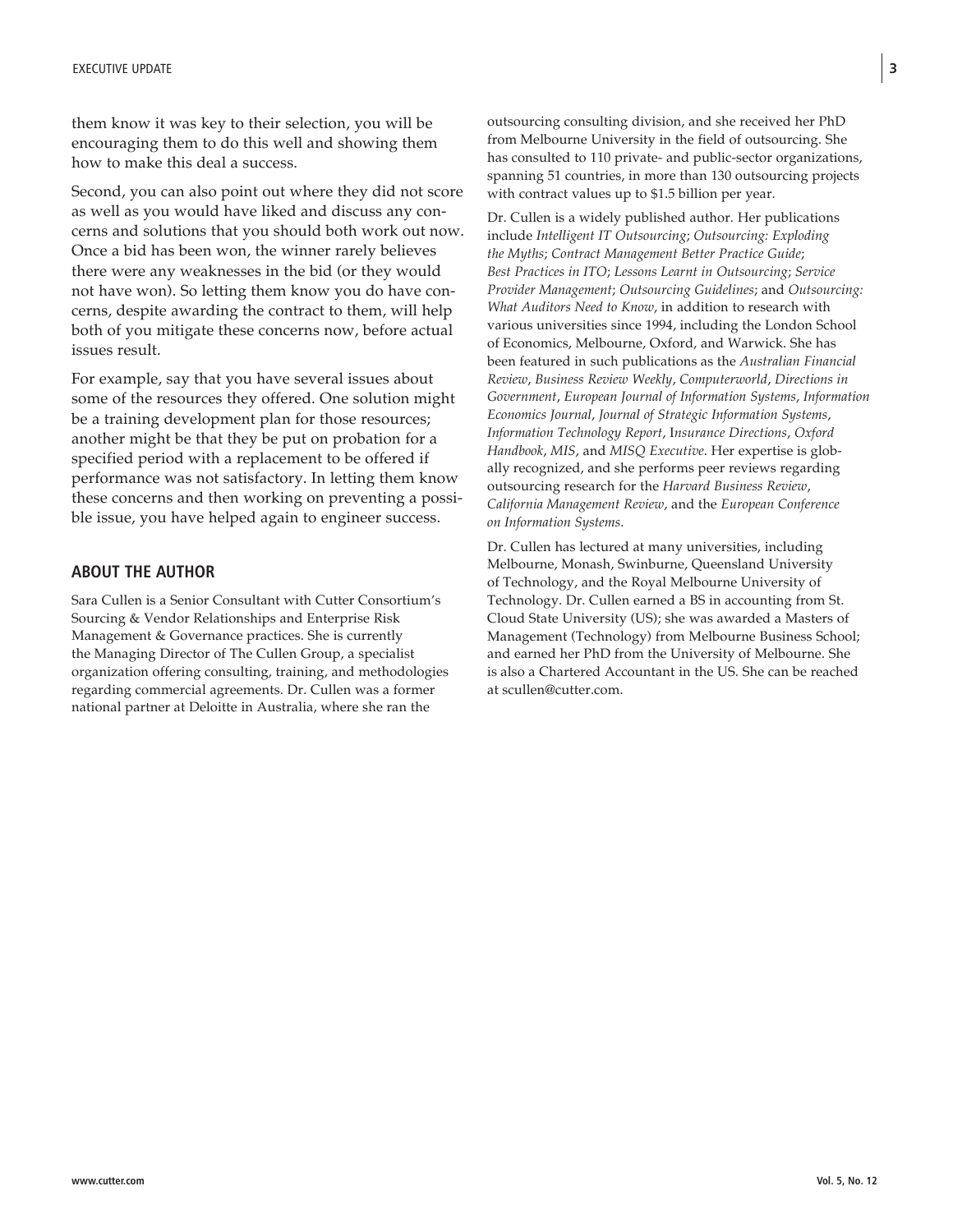them know it was key to their selection, you will be encouraging them to do this well and showing them how to make this deal a success.

Second, you can also point out where they did not score as well as you would have liked and discuss any concerns and solutions that you should both work out now. Once a bid has been won, the winner rarely believes there were any weaknesses in the bid (or they would not have won). So letting them know you do have concerns, despite awarding the contract to them, will help both of you mitigate these concerns now, before actual issues result.

For example, say that you have several issues about some of the resources they offered. One solution might be a training development plan for those resources; another might be that they be put on probation for a specified period with a replacement to be offered if performance was not satisfactory. In letting them know these concerns and then working on preventing a possible issue, you have helped again to engineer success.

## ABOUT THE AUTHOR

Sara Cullen is a Senior Consultant with Cutter Consortium's Sourcing & Vendor Relationships and Enterprise Risk Management & Governance practices. She is currently the Managing Director of The Cullen Group, a specialist organization offering consulting, training, and methodologies regarding commercial agreements. Dr. Cullen was a former national partner at Deloitte in Australia, where she ran the outsourcing consulting division, and she received her PhD from Melbourne University in the field of outsourcing. She has consulted to 110 private- and public-sector organizations, spanning 51 countries, in more than 130 outsourcing projects with contract values up to $1.5 billion per year.

Dr. Cullen is a widely published author. Her publications include *Intelligent IT Outsourcing*; *Outsourcing: Exploding the Myths*; *Contract Management Better Practice Guide*; *Best Practices in ITO*; *Lessons Learnt in Outsourcing*; *Service Provider Management*; *Outsourcing Guidelines*; and *Outsourcing: What Auditors Need to Know*, in addition to research with various universities since 1994, including the London School of Economics, Melbourne, Oxford, and Warwick. She has been featured in such publications as the *Australian Financial Review*, *Business Review Weekly*, *Computerworld*, *Directions in Government*, *European Journal of Information Systems*, *Information Economics Journal*, *Journal of Strategic Information Systems*, *Information Technology Report*, *Insurance Directions*, *Oxford Handbook*, *MIS*, and *MISQ Executive*. Her expertise is globally recognized, and she performs peer reviews regarding outsourcing research for the *Harvard Business Review*, *California Management Review*, and the *European Conference on Information Systems*.

Dr. Cullen has lectured at many universities, including Melbourne, Monash, Swinburne, Queensland University of Technology, and the Royal Melbourne University of Technology. Dr. Cullen earned a BS in accounting from St. Cloud State University (US); she was awarded a Masters of Management (Technology) from Melbourne Business School; and earned her PhD from the University of Melbourne. She is also a Chartered Accountant in the US. She can be reached at scullen@cutter.com.